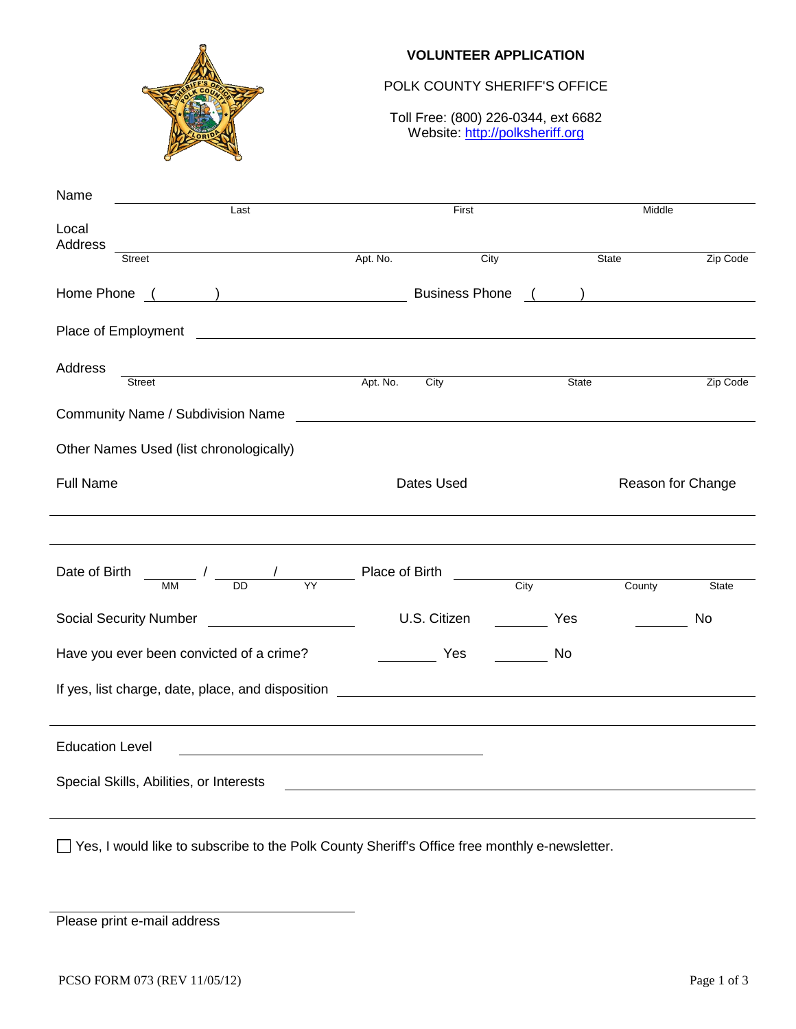# VOLUNTEER APPLICATION

POLK COUNTY SHERIFF'S OFFICE

Toll Free: (800) 226-0344, ext 6682
Website: http://polksheriff.org

Name ______________________________________________________________
Last First Middle

Local Address ______________________________________________________________
Street Apt. No. City State Zip Code

Home Phone ( ) ____________________ Business Phone ( ) ____________________

Place of Employment ______________________________________________________________

Address ______________________________________________________________
Street Apt. No. City State Zip Code

Community Name / Subdivision Name ______________________________________________________________

Other Names Used (list chronologically)

| Full Name | Dates Used | Reason for Change |
|---|---|---|
| | | |
| | | |

Date of Birth _____ / _____ / _____ (MM / DD / YY) Place of Birth ______________________ (City, County, State)

Social Security Number ____________________ U.S. Citizen _____ Yes _____ No

Have you ever been convicted of a crime? _____ Yes _____ No

If yes, list charge, date, place, and disposition ______________________________________________________________

______________________________________________________________

Education Level ______________________________

Special Skills, Abilities, or Interests ______________________________________________________________

______________________________________________________________

☐ Yes, I would like to subscribe to the Polk County Sheriff's Office free monthly e-newsletter.

______________________________
Please print e-mail address

PCSO FORM 073 (REV 11/05/12)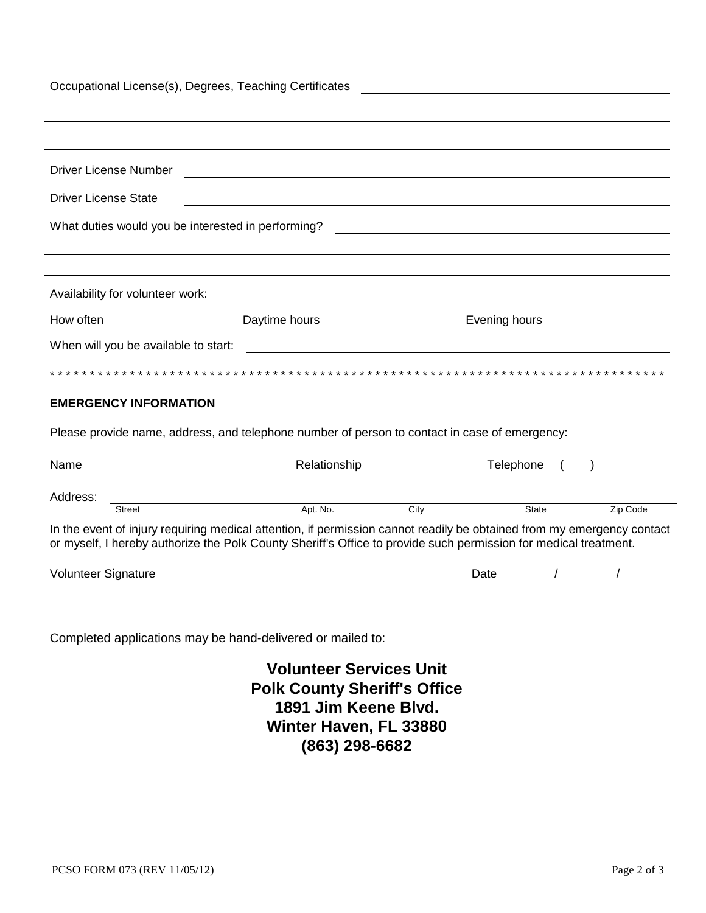Occupational License(s), Degrees, Teaching Certificates \_\_\_\_\_\_\_\_\_\_\_\_\_\_\_\_\_\_\_\_\_\_\_\_\_\_\_\_\_\_\_\_\_\_\_\_\_\_\_\_

\_\_\_\_\_\_\_\_\_\_\_\_\_\_\_\_\_\_\_\_\_\_\_\_\_\_\_\_\_\_\_\_\_\_\_\_\_\_\_\_\_\_\_\_\_\_\_\_\_\_\_\_\_\_\_\_\_\_\_\_\_\_\_\_\_\_\_\_\_\_\_\_\_\_\_\_\_\_

\_\_\_\_\_\_\_\_\_\_\_\_\_\_\_\_\_\_\_\_\_\_\_\_\_\_\_\_\_\_\_\_\_\_\_\_\_\_\_\_\_\_\_\_\_\_\_\_\_\_\_\_\_\_\_\_\_\_\_\_\_\_\_\_\_\_\_\_\_\_\_\_\_\_\_\_\_\_

Driver License Number \_\_\_\_\_\_\_\_\_\_\_\_\_\_\_\_\_\_\_\_\_\_\_\_\_\_\_\_\_\_\_\_\_\_\_\_\_\_\_\_\_\_\_\_\_\_\_\_\_\_\_\_\_\_\_\_\_\_

Driver License State \_\_\_\_\_\_\_\_\_\_\_\_\_\_\_\_\_\_\_\_\_\_\_\_\_\_\_\_\_\_\_\_\_\_\_\_\_\_\_\_\_\_\_\_\_\_\_\_\_\_\_\_\_\_\_\_\_\_\_\_

What duties would you be interested in performing? \_\_\_\_\_\_\_\_\_\_\_\_\_\_\_\_\_\_\_\_\_\_\_\_\_\_\_\_\_\_\_\_\_\_\_\_\_\_\_\_

\_\_\_\_\_\_\_\_\_\_\_\_\_\_\_\_\_\_\_\_\_\_\_\_\_\_\_\_\_\_\_\_\_\_\_\_\_\_\_\_\_\_\_\_\_\_\_\_\_\_\_\_\_\_\_\_\_\_\_\_\_\_\_\_\_\_\_\_\_\_\_\_\_\_\_\_\_\_

\_\_\_\_\_\_\_\_\_\_\_\_\_\_\_\_\_\_\_\_\_\_\_\_\_\_\_\_\_\_\_\_\_\_\_\_\_\_\_\_\_\_\_\_\_\_\_\_\_\_\_\_\_\_\_\_\_\_\_\_\_\_\_\_\_\_\_\_\_\_\_\_\_\_\_\_\_\_

Availability for volunteer work:

How often \_\_\_\_\_\_\_\_\_\_\_\_\_\_ Daytime hours \_\_\_\_\_\_\_\_\_\_\_\_\_\_ Evening hours \_\_\_\_\_\_\_\_\_\_\_\_\_\_

When will you be available to start: \_\_\_\_\_\_\_\_\_\_\_\_\_\_\_\_\_\_\_\_\_\_\_\_\_\_\_\_\_\_\_\_\_\_\_\_\_\_\_\_\_\_\_\_\_\_\_\_\_\_\_\_\_

\* \* \* \* \* \* \* \* \* \* \* \* \* \* \* \* \* \* \* \* \* \* \* \* \* \* \* \* \* \* \* \* \* \* \* \* \* \* \* \* \* \* \* \* \* \* \* \* \* \* \* \* \* \* \* \* \* \* \* \* \* \* \* \* \* \* \* \* \* \* \* \* \* \* \* \* \* \*

**EMERGENCY INFORMATION**

Please provide name, address, and telephone number of person to contact in case of emergency:

Name \_\_\_\_\_\_\_\_\_\_\_\_\_\_\_\_\_\_\_\_\_\_\_\_ Relationship \_\_\_\_\_\_\_\_\_\_\_\_\_\_ Telephone ( ) \_\_\_\_\_\_\_\_\_\_\_\_

Address: \_\_\_\_\_\_\_\_\_\_\_\_\_\_\_\_\_\_\_\_\_\_\_\_\_\_\_\_\_\_\_\_\_\_\_\_\_\_\_\_\_\_\_\_\_\_\_\_\_\_\_\_\_\_\_\_\_\_\_\_\_\_\_\_\_\_\_\_\_\_\_\_

Street Apt. No. City State Zip Code

In the event of injury requiring medical attention, if permission cannot readily be obtained from my emergency contact or myself, I hereby authorize the Polk County Sheriff's Office to provide such permission for medical treatment.

Volunteer Signature \_\_\_\_\_\_\_\_\_\_\_\_\_\_\_\_\_\_\_\_\_\_\_\_\_\_\_\_\_\_ Date \_\_\_\_\_ / \_\_\_\_\_ / \_\_\_\_\_

Completed applications may be hand-delivered or mailed to:

**Volunteer Services Unit**  
**Polk County Sheriff's Office**  
**1891 Jim Keene Blvd.**  
**Winter Haven, FL 33880**  
**(863) 298-6682**

PCSO FORM 073 (REV 11/05/12)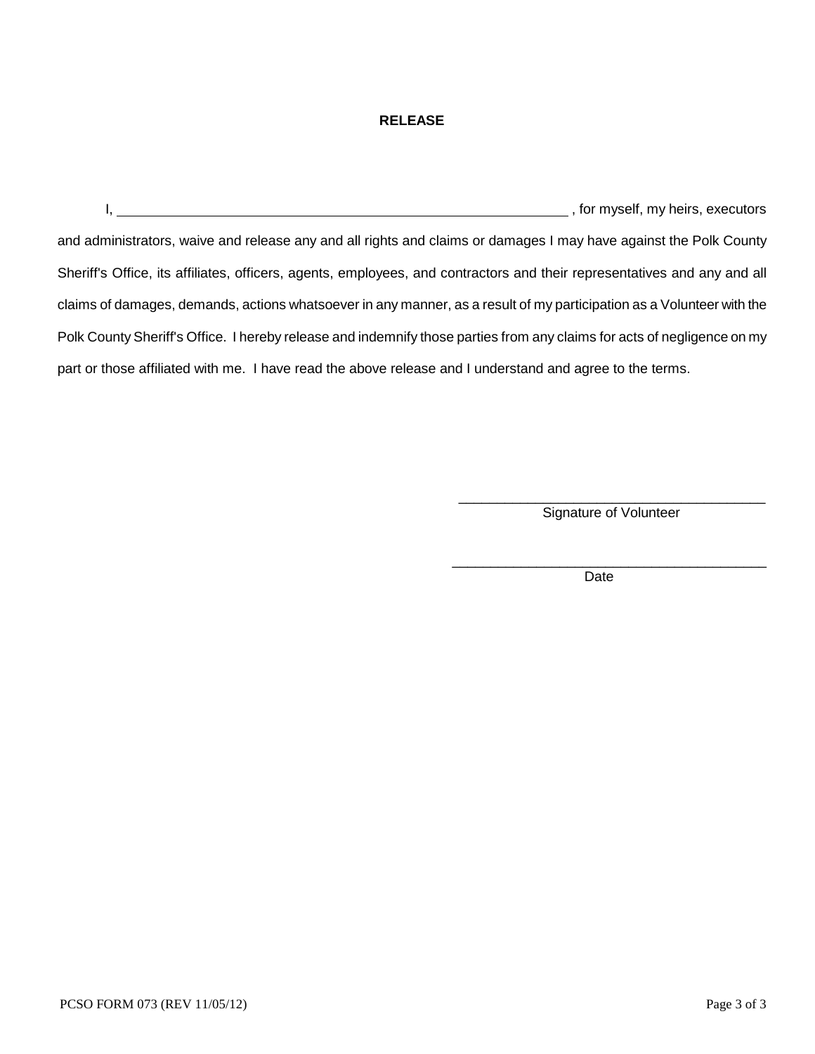## RELEASE

I, ______________________________________________ , for myself, my heirs, executors and administrators, waive and release any and all rights and claims or damages I may have against the Polk County Sheriff's Office, its affiliates, officers, agents, employees, and contractors and their representatives and any and all claims of damages, demands, actions whatsoever in any manner, as a result of my participation as a Volunteer with the Polk County Sheriff's Office. I hereby release and indemnify those parties from any claims for acts of negligence on my part or those affiliated with me. I have read the above release and I understand and agree to the terms.

______________________________________
Signature of Volunteer

______________________________________
Date

PCSO FORM 073 (REV 11/05/12)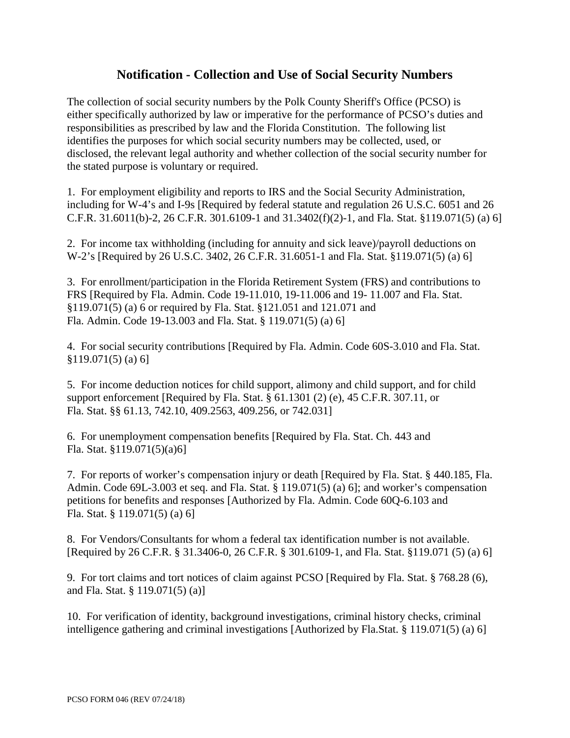## Notification - Collection and Use of Social Security Numbers

The collection of social security numbers by the Polk County Sheriff's Office (PCSO) is either specifically authorized by law or imperative for the performance of PCSO's duties and responsibilities as prescribed by law and the Florida Constitution. The following list identifies the purposes for which social security numbers may be collected, used, or disclosed, the relevant legal authority and whether collection of the social security number for the stated purpose is voluntary or required.

1. For employment eligibility and reports to IRS and the Social Security Administration, including for W-4's and I-9s [Required by federal statute and regulation 26 U.S.C. 6051 and 26 C.F.R. 31.6011(b)-2, 26 C.F.R. 301.6109-1 and 31.3402(f)(2)-1, and Fla. Stat. §119.071(5) (a) 6]

2. For income tax withholding (including for annuity and sick leave)/payroll deductions on W-2's [Required by 26 U.S.C. 3402, 26 C.F.R. 31.6051-1 and Fla. Stat. §119.071(5) (a) 6]

3. For enrollment/participation in the Florida Retirement System (FRS) and contributions to FRS [Required by Fla. Admin. Code 19-11.010, 19-11.006 and 19- 11.007 and Fla. Stat. §119.071(5) (a) 6 or required by Fla. Stat. §121.051 and 121.071 and Fla. Admin. Code 19-13.003 and Fla. Stat. § 119.071(5) (a) 6]

4. For social security contributions [Required by Fla. Admin. Code 60S-3.010 and Fla. Stat. §119.071(5) (a) 6]

5. For income deduction notices for child support, alimony and child support, and for child support enforcement [Required by Fla. Stat. § 61.1301 (2) (e), 45 C.F.R. 307.11, or Fla. Stat. §§ 61.13, 742.10, 409.2563, 409.256, or 742.031]

6. For unemployment compensation benefits [Required by Fla. Stat. Ch. 443 and Fla. Stat. §119.071(5)(a)6]

7. For reports of worker's compensation injury or death [Required by Fla. Stat. § 440.185, Fla. Admin. Code 69L-3.003 et seq. and Fla. Stat. § 119.071(5) (a) 6]; and worker's compensation petitions for benefits and responses [Authorized by Fla. Admin. Code 60Q-6.103 and Fla. Stat. § 119.071(5) (a) 6]

8. For Vendors/Consultants for whom a federal tax identification number is not available. [Required by 26 C.F.R. § 31.3406-0, 26 C.F.R. § 301.6109-1, and Fla. Stat. §119.071 (5) (a) 6]

9. For tort claims and tort notices of claim against PCSO [Required by Fla. Stat. § 768.28 (6), and Fla. Stat. § 119.071(5) (a)]

10. For verification of identity, background investigations, criminal history checks, criminal intelligence gathering and criminal investigations [Authorized by Fla.Stat. § 119.071(5) (a) 6]

PCSO FORM 046 (REV 07/24/18)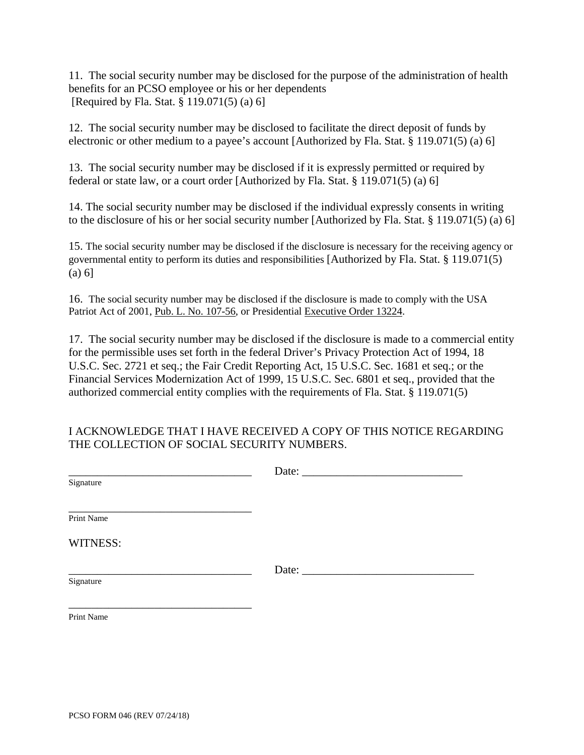11. The social security number may be disclosed for the purpose of the administration of health benefits for an PCSO employee or his or her dependents
[Required by Fla. Stat. § 119.071(5) (a) 6]

12. The social security number may be disclosed to facilitate the direct deposit of funds by electronic or other medium to a payee's account [Authorized by Fla. Stat. § 119.071(5) (a) 6]

13. The social security number may be disclosed if it is expressly permitted or required by federal or state law, or a court order [Authorized by Fla. Stat. § 119.071(5) (a) 6]

14. The social security number may be disclosed if the individual expressly consents in writing to the disclosure of his or her social security number [Authorized by Fla. Stat. § 119.071(5) (a) 6]

15. The social security number may be disclosed if the disclosure is necessary for the receiving agency or governmental entity to perform its duties and responsibilities [Authorized by Fla. Stat. § 119.071(5) (a) 6]

16. The social security number may be disclosed if the disclosure is made to comply with the USA Patriot Act of 2001, Pub. L. No. 107-56, or Presidential Executive Order 13224.

17. The social security number may be disclosed if the disclosure is made to a commercial entity for the permissible uses set forth in the federal Driver's Privacy Protection Act of 1994, 18 U.S.C. Sec. 2721 et seq.; the Fair Credit Reporting Act, 15 U.S.C. Sec. 1681 et seq.; or the Financial Services Modernization Act of 1999, 15 U.S.C. Sec. 6801 et seq., provided that the authorized commercial entity complies with the requirements of Fla. Stat. § 119.071(5)

I ACKNOWLEDGE THAT I HAVE RECEIVED A COPY OF THIS NOTICE REGARDING THE COLLECTION OF SOCIAL SECURITY NUMBERS.

_________________________________ Date: ____________________________
Signature

_________________________________
Print Name

WITNESS:

_________________________________ Date: ______________________________
Signature

_________________________________
Print Name

PCSO FORM 046 (REV 07/24/18)